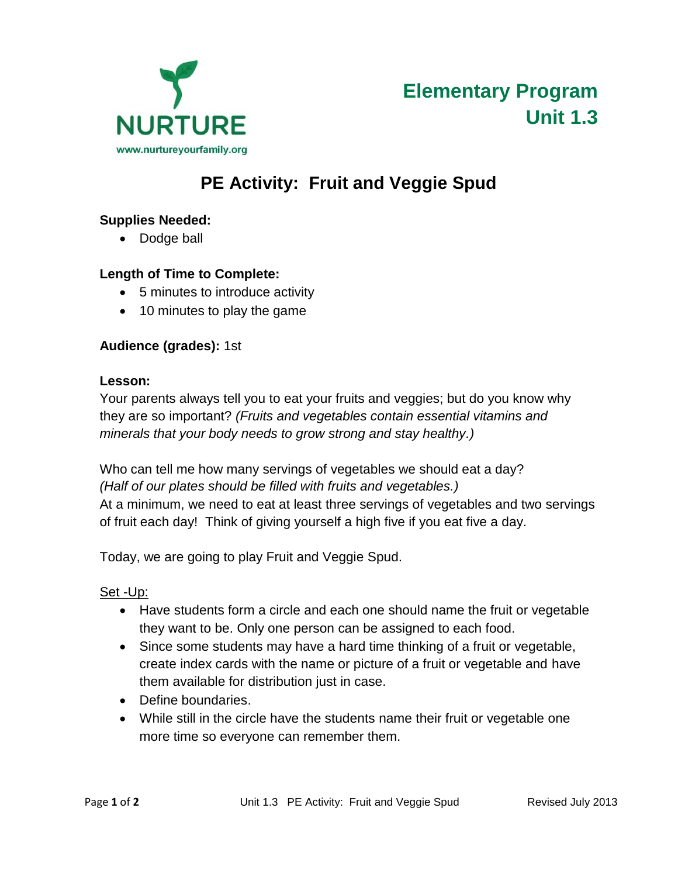NURTURE

www.nurtureyourfamily.org

**Elementary Program**
**Unit 1.3**

# PE Activity: Fruit and Veggie Spud

**Supplies Needed:**

- Dodge ball

**Length of Time to Complete:**

- 5 minutes to introduce activity
- 10 minutes to play the game

**Audience (grades):** 1st

**Lesson:**

Your parents always tell you to eat your fruits and veggies; but do you know why they are so important? *(Fruits and vegetables contain essential vitamins and minerals that your body needs to grow strong and stay healthy.)*

Who can tell me how many servings of vegetables we should eat a day?
*(Half of our plates should be filled with fruits and vegetables.)*
At a minimum, we need to eat at least three servings of vegetables and two servings of fruit each day! Think of giving yourself a high five if you eat five a day.

Today, we are going to play Fruit and Veggie Spud.

<u>Set -Up:</u>

- Have students form a circle and each one should name the fruit or vegetable they want to be. Only one person can be assigned to each food.
- Since some students may have a hard time thinking of a fruit or vegetable, create index cards with the name or picture of a fruit or vegetable and have them available for distribution just in case.
- Define boundaries.
- While still in the circle have the students name their fruit or vegetable one more time so everyone can remember them.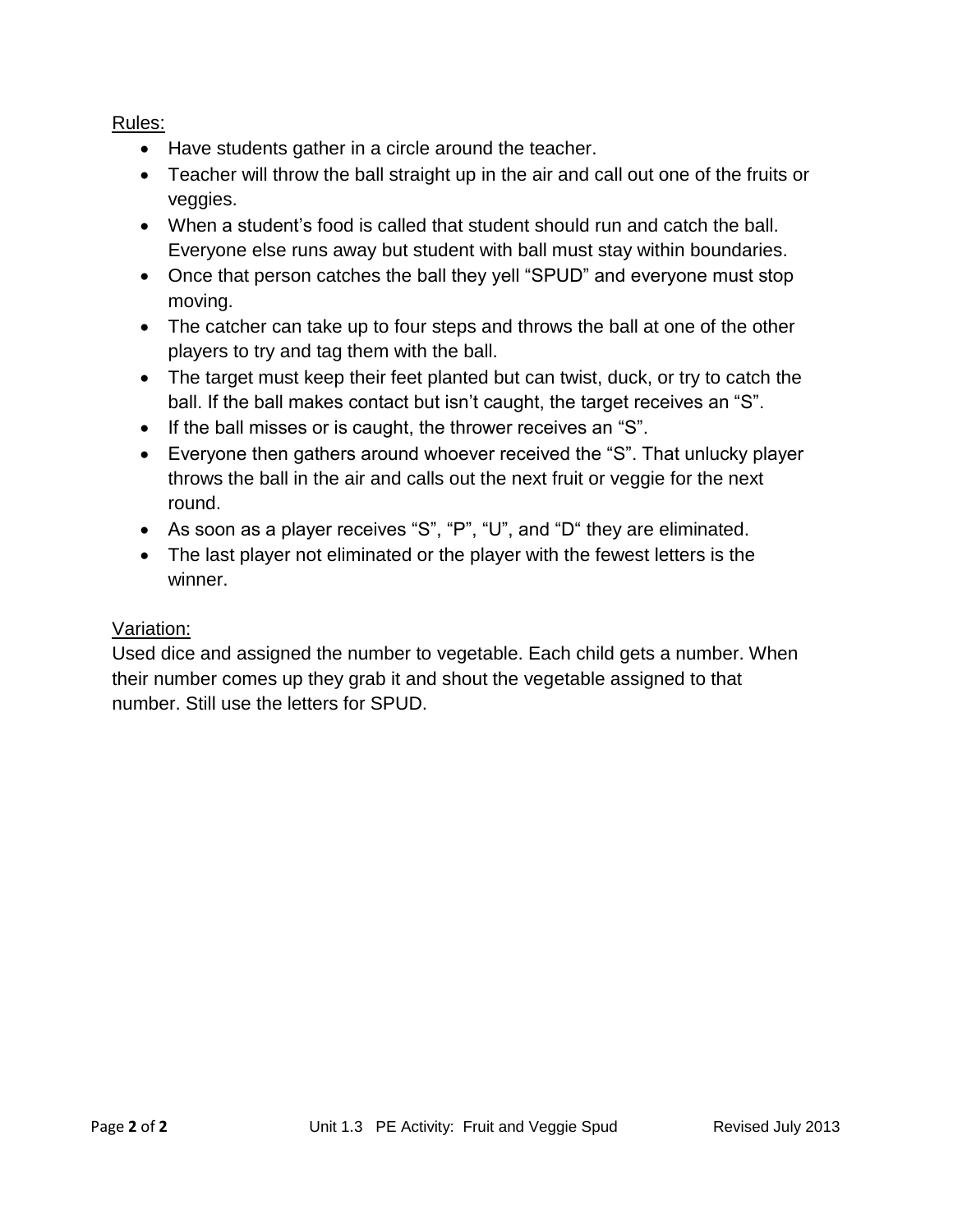Rules:

- Have students gather in a circle around the teacher.
- Teacher will throw the ball straight up in the air and call out one of the fruits or veggies.
- When a student's food is called that student should run and catch the ball. Everyone else runs away but student with ball must stay within boundaries.
- Once that person catches the ball they yell "SPUD" and everyone must stop moving.
- The catcher can take up to four steps and throws the ball at one of the other players to try and tag them with the ball.
- The target must keep their feet planted but can twist, duck, or try to catch the ball. If the ball makes contact but isn't caught, the target receives an "S".
- If the ball misses or is caught, the thrower receives an "S".
- Everyone then gathers around whoever received the "S". That unlucky player throws the ball in the air and calls out the next fruit or veggie for the next round.
- As soon as a player receives "S", "P", "U", and "D" they are eliminated.
- The last player not eliminated or the player with the fewest letters is the winner.

Variation:

Used dice and assigned the number to vegetable. Each child gets a number. When their number comes up they grab it and shout the vegetable assigned to that number. Still use the letters for SPUD.